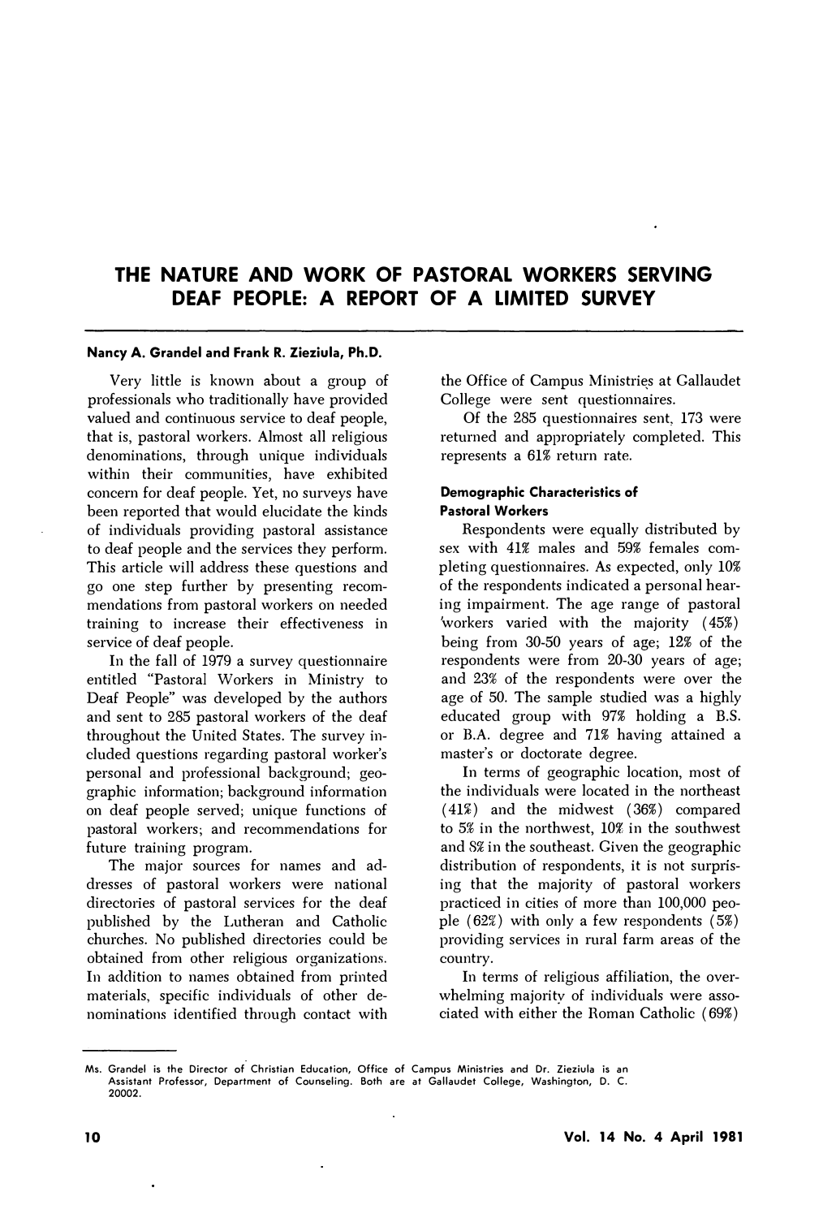# THE NATURE AND WORK OF PASTORAL WORKERS SERVING DEAF PEOPLE: A REPORT OF A LIMITED SURVEY

**Nancy A. Grandel and Frank R. Zieziula, Ph.D.**

Very little is known about a group of professionals who traditionally have provided valued and continuous service to deaf people, that is, pastoral workers. Almost all religious denominations, through unique individuals within their communities, have exhibited concern for deaf people. Yet, no surveys have been reported that would elucidate the kinds of individuals providing pastoral assistance to deaf people and the services they perform. This article will address these questions and go one step further by presenting recommendations from pastoral workers on needed training to increase their effectiveness in service of deaf people.

In the fall of 1979 a survey questionnaire entitled "Pastoral Workers in Ministry to Deaf People" was developed by the authors and sent to 285 pastoral workers of the deaf throughout the United States. The survey included questions regarding pastoral worker's personal and professional background; geographic information; background information on deaf people served; unique functions of pastoral workers; and recommendations for future training program.

The major sources for names and addresses of pastoral workers were national directories of pastoral services for the deaf published by the Lutheran and Catholic churches. No published directories could be obtained from other religious organizations. In addition to names obtained from printed materials, specific individuals of other denominations identified through contact with the Office of Campus Ministries at Gallaudet College were sent questionnaires.

Of the 285 questionnaires sent, 173 were returned and appropriately completed. This represents a 61% return rate.

### Demographic Characteristics of Pastoral Workers

Respondents were equally distributed by sex with 41% males and 59% females completing questionnaires. As expected, only 10% of the respondents indicated a personal hearing impairment. The age range of pastoral workers varied with the majority (45%) being from 30-50 years of age; 12% of the respondents were from 20-30 years of age; and 23% of the respondents were over the age of 50. The sample studied was a highly educated group with 97% holding a B.S. or B.A. degree and 71% having attained a master's or doctorate degree.

In terms of geographic location, most of the individuals were located in the northeast (41%) and the midwest (36%) compared to 5% in the northwest, 10% in the southwest and 8% in the southeast. Given the geographic distribution of respondents, it is not surprising that the majority of pastoral workers practiced in cities of more than 100,000 people (62%) with only a few respondents (5%) providing services in rural farm areas of the country.

In terms of religious affiliation, the overwhelming majority of individuals were associated with either the Roman Catholic (69%)

---

Ms. Grandel is the Director of Christian Education, Office of Campus Ministries and Dr. Zieziula is an Assistant Professor, Department of Counseling. Both are at Gallaudet College, Washington, D. C. 20002.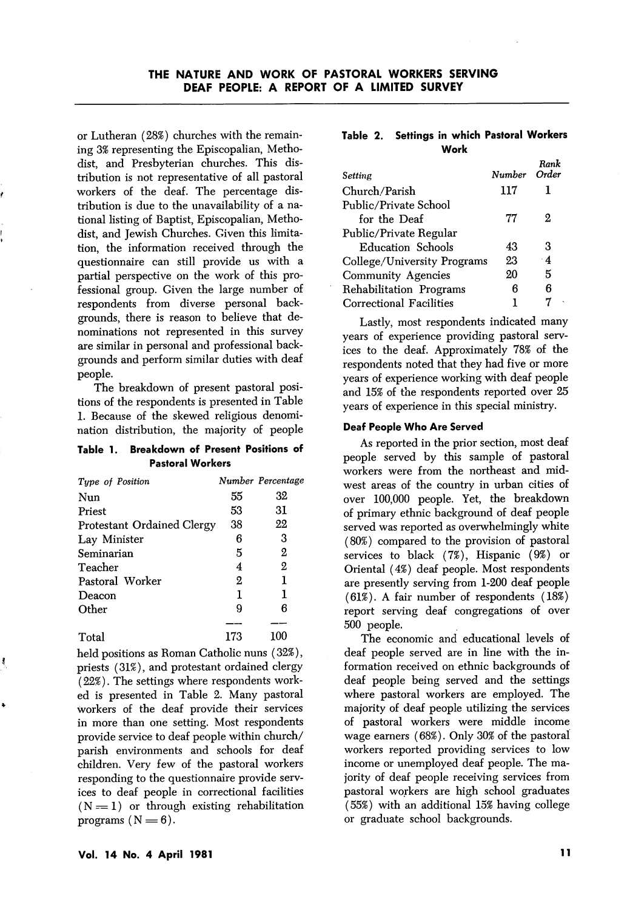or Lutheran (28%) churches with the remaining 3% representing the Episcopalian, Methodist, and Presbyterian churches. This distribution is not representative of all pastoral workers of the deaf. The percentage distribution is due to the unavailability of a national listing of Baptist, Episcopalian, Methodist, and Jewish Churches. Given this limitation, the information received through the questionnaire can still provide us with a partial perspective on the work of this professional group. Given the large number of respondents from diverse personal backgrounds, there is reason to believe that denominations not represented in this survey are similar in personal and professional backgrounds and perform similar duties with deaf people.

The breakdown of present pastoral positions of the respondents is presented in Table 1. Because of the skewed religious denomination distribution, the majority of people held positions as Roman Catholic nuns (32%), priests (31%), and protestant ordained clergy (22%). The settings where respondents worked is presented in Table 2. Many pastoral workers of the deaf provide their services in more than one setting. Most respondents provide service to deaf people within church/parish environments and schools for deaf children. Very few of the pastoral workers responding to the questionnaire provide services to deaf people in correctional facilities (N = 1) or through existing rehabilitation programs (N = 6).

**Table 1. Breakdown of Present Positions of Pastoral Workers**

| *Type of Position* | *Number* | *Percentage* |
|---|---|---|
| Nun | 55 | 32 |
| Priest | 53 | 31 |
| Protestant Ordained Clergy | 38 | 22 |
| Lay Minister | 6 | 3 |
| Seminarian | 5 | 2 |
| Teacher | 4 | 2 |
| Pastoral Worker | 2 | 1 |
| Deacon | 1 | 1 |
| Other | 9 | 6 |
| Total | 173 | 100 |

**Table 2. Settings in which Pastoral Workers Work**

| *Setting* | *Number* | *Rank Order* |
|---|---|---|
| Church/Parish | 117 | 1 |
| Public/Private School for the Deaf | 77 | 2 |
| Public/Private Regular Education Schools | 43 | 3 |
| College/University Programs | 23 | 4 |
| Community Agencies | 20 | 5 |
| Rehabilitation Programs | 6 | 6 |
| Correctional Facilities | 1 | 7 |

Lastly, most respondents indicated many years of experience providing pastoral services to the deaf. Approximately 78% of the respondents noted that they had five or more years of experience working with deaf people and 15% of the respondents reported over 25 years of experience in this special ministry.

### Deaf People Who Are Served

As reported in the prior section, most deaf people served by this sample of pastoral workers were from the northeast and midwest areas of the country in urban cities of over 100,000 people. Yet, the breakdown of primary ethnic background of deaf people served was reported as overwhelmingly white (80%) compared to the provision of pastoral services to black (7%), Hispanic (9%) or Oriental (4%) deaf people. Most respondents are presently serving from 1-200 deaf people (61%). A fair number of respondents (18%) report serving deaf congregations of over 500 people.

The economic and educational levels of deaf people served are in line with the information received on ethnic backgrounds of deaf people being served and the settings where pastoral workers are employed. The majority of deaf people utilizing the services of pastoral workers were middle income wage earners (68%). Only 30% of the pastoral workers reported providing services to low income or unemployed deaf people. The majority of deaf people receiving services from pastoral workers are high school graduates (55%) with an additional 15% having college or graduate school backgrounds.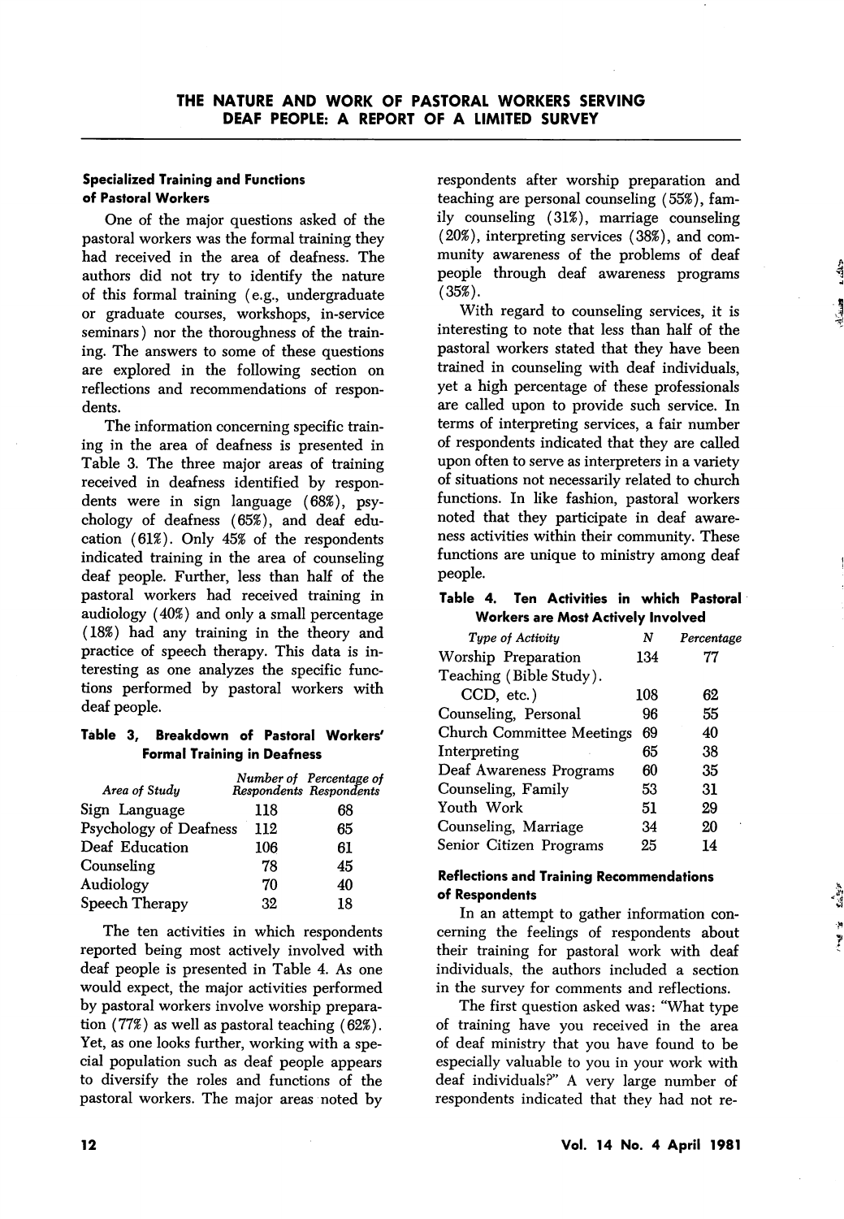# THE NATURE AND WORK OF PASTORAL WORKERS SERVING DEAF PEOPLE: A REPORT OF A LIMITED SURVEY

### Specialized Training and Functions of Pastoral Workers

One of the major questions asked of the pastoral workers was the formal training they had received in the area of deafness. The authors did not try to identify the nature of this formal training (e.g., undergraduate or graduate courses, workshops, in-service seminars) nor the thoroughness of the training. The answers to some of these questions are explored in the following section on reflections and recommendations of respondents.

The information concerning specific training in the area of deafness is presented in Table 3. The three major areas of training received in deafness identified by respondents were in sign language (68%), psychology of deafness (65%), and deaf education (61%). Only 45% of the respondents indicated training in the area of counseling deaf people. Further, less than half of the pastoral workers had received training in audiology (40%) and only a small percentage (18%) had any training in the theory and practice of speech therapy. This data is interesting as one analyzes the specific functions performed by pastoral workers with deaf people.

**Table 3, Breakdown of Pastoral Workers' Formal Training in Deafness**

| *Area of Study* | *Number of Respondents* | *Percentage of Respondents* |
|---|---|---|
| Sign Language | 118 | 68 |
| Psychology of Deafness | 112 | 65 |
| Deaf Education | 106 | 61 |
| Counseling | 78 | 45 |
| Audiology | 70 | 40 |
| Speech Therapy | 32 | 18 |

The ten activities in which respondents reported being most actively involved with deaf people is presented in Table 4. As one would expect, the major activities performed by pastoral workers involve worship preparation (77%) as well as pastoral teaching (62%). Yet, as one looks further, working with a special population such as deaf people appears to diversify the roles and functions of the pastoral workers. The major areas noted by respondents after worship preparation and teaching are personal counseling (55%), family counseling (31%), marriage counseling (20%), interpreting services (38%), and community awareness of the problems of deaf people through deaf awareness programs (35%).

With regard to counseling services, it is interesting to note that less than half of the pastoral workers stated that they have been trained in counseling with deaf individuals, yet a high percentage of these professionals are called upon to provide such service. In terms of interpreting services, a fair number of respondents indicated that they are called upon often to serve as interpreters in a variety of situations not necessarily related to church functions. In like fashion, pastoral workers noted that they participate in deaf awareness activities within their community. These functions are unique to ministry among deaf people.

**Table 4. Ten Activities in which Pastoral Workers are Most Actively Involved**

| *Type of Activity* | *N* | *Percentage* |
|---|---|---|
| Worship Preparation | 134 | 77 |
| Teaching (Bible Study). CCD, etc.) | 108 | 62 |
| Counseling, Personal | 96 | 55 |
| Church Committee Meetings | 69 | 40 |
| Interpreting | 65 | 38 |
| Deaf Awareness Programs | 60 | 35 |
| Counseling, Family | 53 | 31 |
| Youth Work | 51 | 29 |
| Counseling, Marriage | 34 | 20 |
| Senior Citizen Programs | 25 | 14 |

### Reflections and Training Recommendations of Respondents

In an attempt to gather information concerning the feelings of respondents about their training for pastoral work with deaf individuals, the authors included a section in the survey for comments and reflections.

The first question asked was: "What type of training have you received in the area of deaf ministry that you have found to be especially valuable to you in your work with deaf individuals?" A very large number of respondents indicated that they had not re-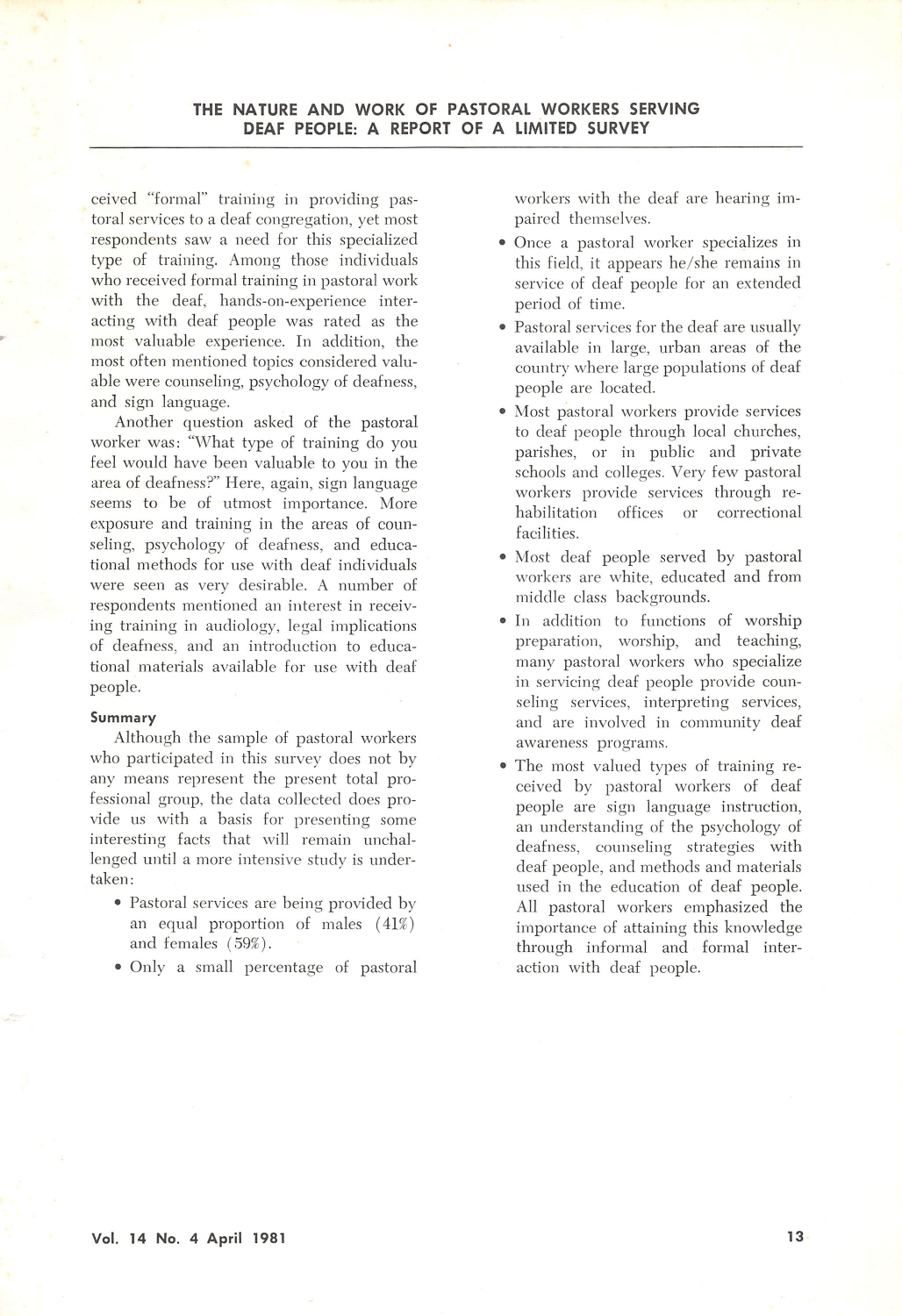ceived "formal" training in providing pastoral services to a deaf congregation, yet most respondents saw a need for this specialized type of training. Among those individuals who received formal training in pastoral work with the deaf, hands-on-experience interacting with deaf people was rated as the most valuable experience. In addition, the most often mentioned topics considered valuable were counseling, psychology of deafness, and sign language.

Another question asked of the pastoral worker was: "What type of training do you feel would have been valuable to you in the area of deafness?" Here, again, sign language seems to be of utmost importance. More exposure and training in the areas of counseling, psychology of deafness, and educational methods for use with deaf individuals were seen as very desirable. A number of respondents mentioned an interest in receiving training in audiology, legal implications of deafness, and an introduction to educational materials available for use with deaf people.

### Summary

Although the sample of pastoral workers who participated in this survey does not by any means represent the present total professional group, the data collected does provide us with a basis for presenting some interesting facts that will remain unchallenged until a more intensive study is undertaken:

- Pastoral services are being provided by an equal proportion of males (41%) and females (59%).
- Only a small percentage of pastoral workers with the deaf are hearing impaired themselves.
- Once a pastoral worker specializes in this field, it appears he/she remains in service of deaf people for an extended period of time.
- Pastoral services for the deaf are usually available in large, urban areas of the country where large populations of deaf people are located.
- Most pastoral workers provide services to deaf people through local churches, parishes, or in public and private schools and colleges. Very few pastoral workers provide services through rehabilitation offices or correctional facilities.
- Most deaf people served by pastoral workers are white, educated and from middle class backgrounds.
- In addition to functions of worship preparation, worship, and teaching, many pastoral workers who specialize in servicing deaf people provide counseling services, interpreting services, and are involved in community deaf awareness programs.
- The most valued types of training received by pastoral workers of deaf people are sign language instruction, an understanding of the psychology of deafness, counseling strategies with deaf people, and methods and materials used in the education of deaf people. All pastoral workers emphasized the importance of attaining this knowledge through informal and formal interaction with deaf people.